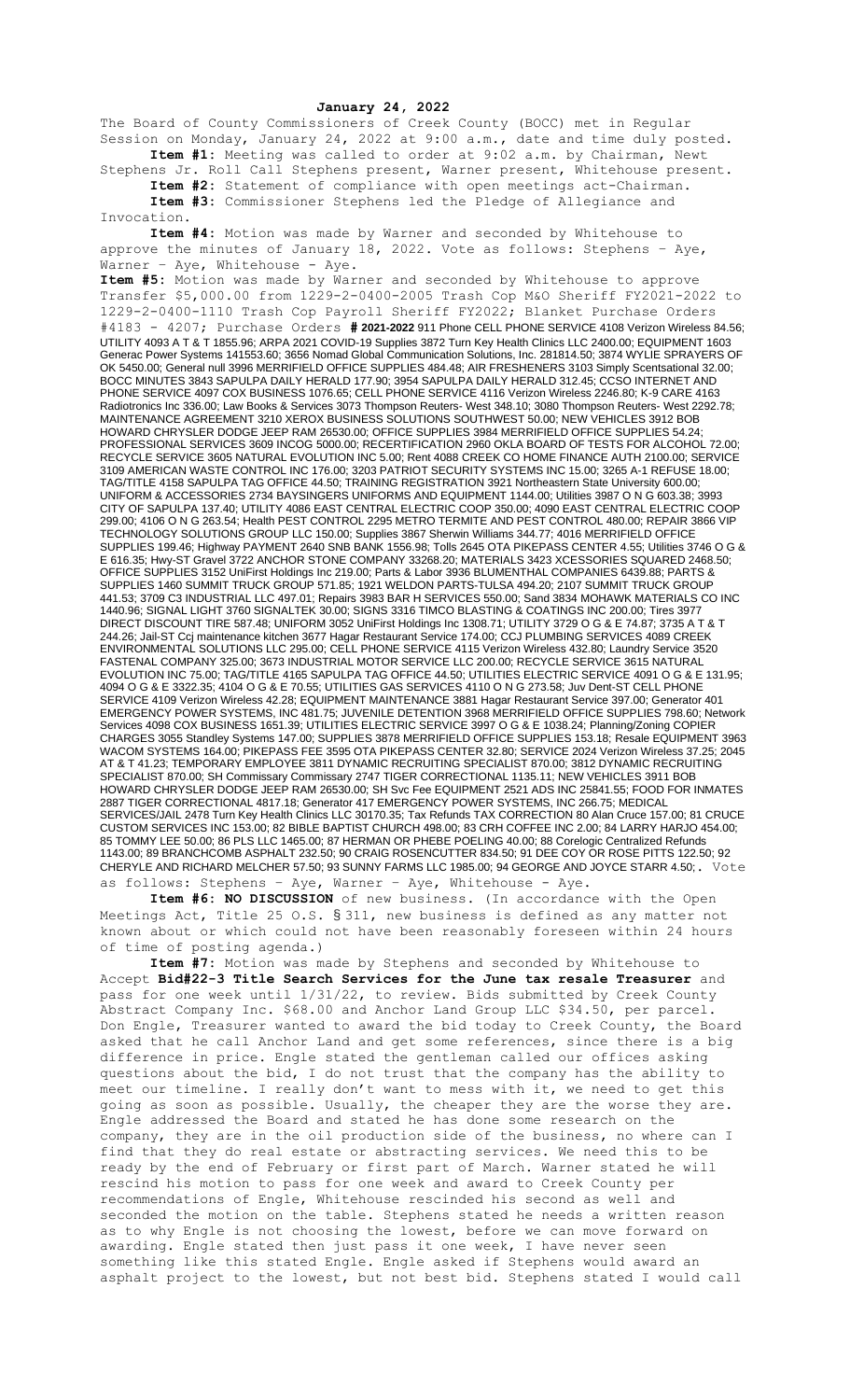**January 24, 2022**

The Board of County Commissioners of Creek County (BOCC) met in Regular Session on Monday, January 24, 2022 at 9:00 a.m., date and time duly posted.

**Item #1:** Meeting was called to order at 9:02 a.m. by Chairman, Newt Stephens Jr. Roll Call Stephens present, Warner present, Whitehouse present.

**Item #2:** Statement of compliance with open meetings act-Chairman.

**Item #3:** Commissioner Stephens led the Pledge of Allegiance and Invocation.

**Item #4:** Motion was made by Warner and seconded by Whitehouse to approve the minutes of January 18, 2022. Vote as follows: Stephens – Aye, Warner – Aye, Whitehouse - Aye.

**Item #5:** Motion was made by Warner and seconded by Whitehouse to approve Transfer $5,000.00 from 1229-2-0400-2005 Trash Cop M&O Sheriff FY2021-2022 to 1229-2-0400-1110 Trash Cop Payroll Sheriff FY2022; Blanket Purchase Orders #4183 - 4207; Purchase Orders **# 2021-2022** 911 Phone CELL PHONE SERVICE 4108 Verizon Wireless 84.56; UTILITY 4093 A T & T 1855.96; ARPA 2021 COVID-19 Supplies 3872 Turn Key Health Clinics LLC 2400.00; EQUIPMENT 1603 Generac Power Systems 141553.60; 3656 Nomad Global Communication Solutions, Inc. 281814.50; 3874 WYLIE SPRAYERS OF OK 5450.00; General null 3996 MERRIFIELD OFFICE SUPPLIES 484.48; AIR FRESHENERS 3103 Simply Scentsational 32.00; BOCC MINUTES 3843 SAPULPA DAILY HERALD 177.90; 3954 SAPULPA DAILY HERALD 312.45; CCSO INTERNET AND PHONE SERVICE 4097 COX BUSINESS 1076.65; CELL PHONE SERVICE 4116 Verizon Wireless 2246.80; K-9 CARE 4163 Radiotronics Inc 336.00; Law Books & Services 3073 Thompson Reuters- West 348.10; 3080 Thompson Reuters- West 2292.78; MAINTENANCE AGREEMENT 3210 XEROX BUSINESS SOLUTIONS SOUTHWEST 50.00; NEW VEHICLES 3912 BOB HOWARD CHRYSLER DODGE JEEP RAM 26530.00; OFFICE SUPPLIES 3984 MERRIFIELD OFFICE SUPPLIES 54.24; PROFESSIONAL SERVICES 3609 INCOG 5000.00; RECERTIFICATION 2960 OKLA BOARD OF TESTS FOR ALCOHOL 72.00; RECYCLE SERVICE 3605 NATURAL EVOLUTION INC 5.00; Rent 4088 CREEK CO HOME FINANCE AUTH 2100.00; SERVICE 3109 AMERICAN WASTE CONTROL INC 176.00; 3203 PATRIOT SECURITY SYSTEMS INC 15.00; 3265 A-1 REFUSE 18.00; TAG/TITLE 4158 SAPULPA TAG OFFICE 44.50; TRAINING REGISTRATION 3921 Northeastern State University 600.00; UNIFORM & ACCESSORIES 2734 BAYSINGERS UNIFORMS AND EQUIPMENT 1144.00; Utilities 3987 O N G 603.38; 3993 CITY OF SAPULPA 137.40; UTILITY 4086 EAST CENTRAL ELECTRIC COOP 350.00; 4090 EAST CENTRAL ELECTRIC COOP 299.00; 4106 O N G 263.54; Health PEST CONTROL 2295 METRO TERMITE AND PEST CONTROL 480.00; REPAIR 3866 VIP TECHNOLOGY SOLUTIONS GROUP LLC 150.00; Supplies 3867 Sherwin Williams 344.77; 4016 MERRIFIELD OFFICE SUPPLIES 199.46; Highway PAYMENT 2640 SNB BANK 1556.98; Tolls 2645 OTA PIKEPASS CENTER 4.55; Utilities 3746 O G & E 616.35; Hwy-ST Gravel 3722 ANCHOR STONE COMPANY 33268.20; MATERIALS 3423 XCESSORIES SQUARED 2468.50; OFFICE SUPPLIES 3152 UniFirst Holdings Inc 219.00; Parts & Labor 3936 BLUMENTHAL COMPANIES 6439.88; PARTS & SUPPLIES 1460 SUMMIT TRUCK GROUP 571.85; 1921 WELDON PARTS-TULSA 494.20; 2107 SUMMIT TRUCK GROUP 441.53; 3709 C3 INDUSTRIAL LLC 497.01; Repairs 3983 BAR H SERVICES 550.00; Sand 3834 MOHAWK MATERIALS CO INC 1440.96; SIGNAL LIGHT 3760 SIGNALTEK 30.00; SIGNS 3316 TIMCO BLASTING & COATINGS INC 200.00; Tires 3977 DIRECT DISCOUNT TIRE 587.48; UNIFORM 3052 UniFirst Holdings Inc 1308.71; UTILITY 3729 O G & E 74.87; 3735 A T & T 244.26; Jail-ST Ccj maintenance kitchen 3677 Hagar Restaurant Service 174.00; CCJ PLUMBING SERVICES 4089 CREEK ENVIRONMENTAL SOLUTIONS LLC 295.00; CELL PHONE SERVICE 4115 Verizon Wireless 432.80; Laundry Service 3520 FASTENAL COMPANY 325.00; 3673 INDUSTRIAL MOTOR SERVICE LLC 200.00; RECYCLE SERVICE 3615 NATURAL EVOLUTION INC 75.00; TAG/TITLE 4165 SAPULPA TAG OFFICE 44.50; UTILITIES ELECTRIC SERVICE 4091 O G & E 131.95; 4094 O G & E 3322.35; 4104 O G & E 70.55; UTILITIES GAS SERVICES 4110 O N G 273.58; Juv Dent-ST CELL PHONE SERVICE 4109 Verizon Wireless 42.28; EQUIPMENT MAINTENANCE 3881 Hagar Restaurant Service 397.00; Generator 401 EMERGENCY POWER SYSTEMS, INC 481.75; JUVENILE DETENTION 3968 MERRIFIELD OFFICE SUPPLIES 798.60; Network Services 4098 COX BUSINESS 1651.39; UTILITIES ELECTRIC SERVICE 3997 O G & E 1038.24; Planning/Zoning COPIER CHARGES 3055 Standley Systems 147.00; SUPPLIES 3878 MERRIFIELD OFFICE SUPPLIES 153.18; Resale EQUIPMENT 3963 WACOM SYSTEMS 164.00; PIKEPASS FEE 3595 OTA PIKEPASS CENTER 32.80; SERVICE 2024 Verizon Wireless 37.25; 2045 AT & T 41.23; TEMPORARY EMPLOYEE 3811 DYNAMIC RECRUITING SPECIALIST 870.00; 3812 DYNAMIC RECRUITING SPECIALIST 870.00; SH Commissary Commissary 2747 TIGER CORRECTIONAL 1135.11; NEW VEHICLES 3911 BOB HOWARD CHRYSLER DODGE JEEP RAM 26530.00; SH Svc Fee EQUIPMENT 2521 ADS INC 25841.55; FOOD FOR INMATES 2887 TIGER CORRECTIONAL 4817.18; Generator 417 EMERGENCY POWER SYSTEMS, INC 266.75; MEDICAL SERVICES/JAIL 2478 Turn Key Health Clinics LLC 30170.35; Tax Refunds TAX CORRECTION 80 Alan Cruce 157.00; 81 CRUCE CUSTOM SERVICES INC 153.00; 82 BIBLE BAPTIST CHURCH 498.00; 83 CRH COFFEE INC 2.00; 84 LARRY HARJO 454.00; 85 TOMMY LEE 50.00; 86 PLS LLC 1465.00; 87 HERMAN OR PHEBE POELING 40.00; 88 Corelogic Centralized Refunds 1143.00; 89 BRANCHCOMB ASPHALT 232.50; 90 CRAIG ROSENCUTTER 834.50; 91 DEE COY OR ROSE PITTS 122.50; 92 CHERYLE AND RICHARD MELCHER 57.50; 93 SUNNY FARMS LLC 1985.00; 94 GEORGE AND JOYCE STARR 4.50;. Vote as follows: Stephens – Aye, Warner – Aye, Whitehouse - Aye.

**Item #6: NO DISCUSSION** of new business. (In accordance with the Open Meetings Act, Title 25 O.S. § 311, new business is defined as any matter not known about or which could not have been reasonably foreseen within 24 hours of time of posting agenda.)

**Item #7:** Motion was made by Stephens and seconded by Whitehouse to Accept **Bid#22-3 Title Search Services for the June tax resale Treasurer** and pass for one week until 1/31/22, to review. Bids submitted by Creek County Abstract Company Inc. $68.00 and Anchor Land Group LLC $34.50, per parcel. Don Engle, Treasurer wanted to award the bid today to Creek County, the Board asked that he call Anchor Land and get some references, since there is a big difference in price. Engle stated the gentleman called our offices asking questions about the bid, I do not trust that the company has the ability to meet our timeline. I really don't want to mess with it, we need to get this going as soon as possible. Usually, the cheaper they are the worse they are. Engle addressed the Board and stated he has done some research on the company, they are in the oil production side of the business, no where can I find that they do real estate or abstracting services. We need this to be ready by the end of February or first part of March. Warner stated he will rescind his motion to pass for one week and award to Creek County per recommendations of Engle, Whitehouse rescinded his second as well and seconded the motion on the table. Stephens stated he needs a written reason as to why Engle is not choosing the lowest, before we can move forward on awarding. Engle stated then just pass it one week, I have never seen something like this stated Engle. Engle asked if Stephens would award an asphalt project to the lowest, but not best bid. Stephens stated I would call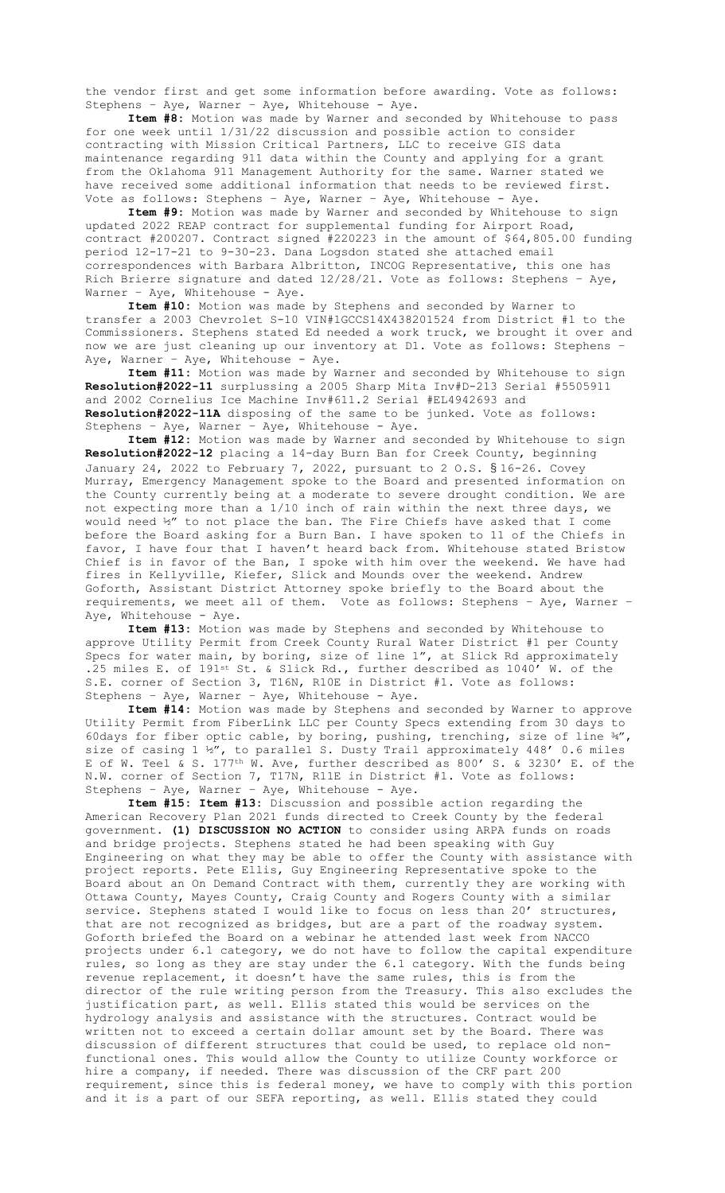the vendor first and get some information before awarding. Vote as follows: Stephens – Aye, Warner – Aye, Whitehouse - Aye.

**Item #8:** Motion was made by Warner and seconded by Whitehouse to pass for one week until 1/31/22 discussion and possible action to consider contracting with Mission Critical Partners, LLC to receive GIS data maintenance regarding 911 data within the County and applying for a grant from the Oklahoma 911 Management Authority for the same. Warner stated we have received some additional information that needs to be reviewed first. Vote as follows: Stephens – Aye, Warner – Aye, Whitehouse - Aye.

**Item #9:** Motion was made by Warner and seconded by Whitehouse to sign updated 2022 REAP contract for supplemental funding for Airport Road, contract #200207. Contract signed #220223 in the amount of $64,805.00 funding period 12-17-21 to 9-30-23. Dana Logsdon stated she attached email correspondences with Barbara Albritton, INCOG Representative, this one has Rich Brierre signature and dated 12/28/21. Vote as follows: Stephens – Aye, Warner – Aye, Whitehouse - Aye.

**Item #10:** Motion was made by Stephens and seconded by Warner to transfer a 2003 Chevrolet S-10 VIN#1GCCS14X438201524 from District #1 to the Commissioners. Stephens stated Ed needed a work truck, we brought it over and now we are just cleaning up our inventory at D1. Vote as follows: Stephens – Aye, Warner – Aye, Whitehouse - Aye.

**Item #11:** Motion was made by Warner and seconded by Whitehouse to sign **Resolution#2022-11** surplussing a 2005 Sharp Mita Inv#D-213 Serial #5505911 and 2002 Cornelius Ice Machine Inv#611.2 Serial #EL4942693 and **Resolution#2022-11A** disposing of the same to be junked. Vote as follows: Stephens – Aye, Warner – Aye, Whitehouse - Aye.

**Item #12:** Motion was made by Warner and seconded by Whitehouse to sign **Resolution#2022-12** placing a 14-day Burn Ban for Creek County, beginning January 24, 2022 to February 7, 2022, pursuant to 2 O.S. §16-26. Covey Murray, Emergency Management spoke to the Board and presented information on the County currently being at a moderate to severe drought condition. We are not expecting more than a 1/10 inch of rain within the next three days, we would need ½" to not place the ban. The Fire Chiefs have asked that I come before the Board asking for a Burn Ban. I have spoken to 11 of the Chiefs in favor, I have four that I haven't heard back from. Whitehouse stated Bristow Chief is in favor of the Ban, I spoke with him over the weekend. We have had fires in Kellyville, Kiefer, Slick and Mounds over the weekend. Andrew Goforth, Assistant District Attorney spoke briefly to the Board about the requirements, we meet all of them. Vote as follows: Stephens – Aye, Warner – Aye, Whitehouse - Aye.

**Item #13:** Motion was made by Stephens and seconded by Whitehouse to approve Utility Permit from Creek County Rural Water District #1 per County Specs for water main, by boring, size of line 1", at Slick Rd approximately .25 miles E. of 191st St. & Slick Rd., further described as 1040' W. of the S.E. corner of Section 3, T16N, R10E in District #1. Vote as follows: Stephens – Aye, Warner – Aye, Whitehouse - Aye.

**Item #14:** Motion was made by Stephens and seconded by Warner to approve Utility Permit from FiberLink LLC per County Specs extending from 30 days to 60days for fiber optic cable, by boring, pushing, trenching, size of line ¾", size of casing 1 ½", to parallel S. Dusty Trail approximately 448' 0.6 miles E of W. Teel & S. 177th W. Ave, further described as 800' S. & 3230' E. of the N.W. corner of Section 7, T17N, R11E in District #1. Vote as follows: Stephens – Aye, Warner – Aye, Whitehouse - Aye.

**Item #15: Item #13:** Discussion and possible action regarding the American Recovery Plan 2021 funds directed to Creek County by the federal government. **(1) DISCUSSION NO ACTION** to consider using ARPA funds on roads and bridge projects. Stephens stated he had been speaking with Guy Engineering on what they may be able to offer the County with assistance with project reports. Pete Ellis, Guy Engineering Representative spoke to the Board about an On Demand Contract with them, currently they are working with Ottawa County, Mayes County, Craig County and Rogers County with a similar service. Stephens stated I would like to focus on less than 20' structures, that are not recognized as bridges, but are a part of the roadway system. Goforth briefed the Board on a webinar he attended last week from NACCO projects under 6.1 category, we do not have to follow the capital expenditure rules, so long as they are stay under the 6.1 category. With the funds being revenue replacement, it doesn't have the same rules, this is from the director of the rule writing person from the Treasury. This also excludes the justification part, as well. Ellis stated this would be services on the hydrology analysis and assistance with the structures. Contract would be written not to exceed a certain dollar amount set by the Board. There was discussion of different structures that could be used, to replace old non-functional ones. This would allow the County to utilize County workforce or hire a company, if needed. There was discussion of the CRF part 200 requirement, since this is federal money, we have to comply with this portion and it is a part of our SEFA reporting, as well. Ellis stated they could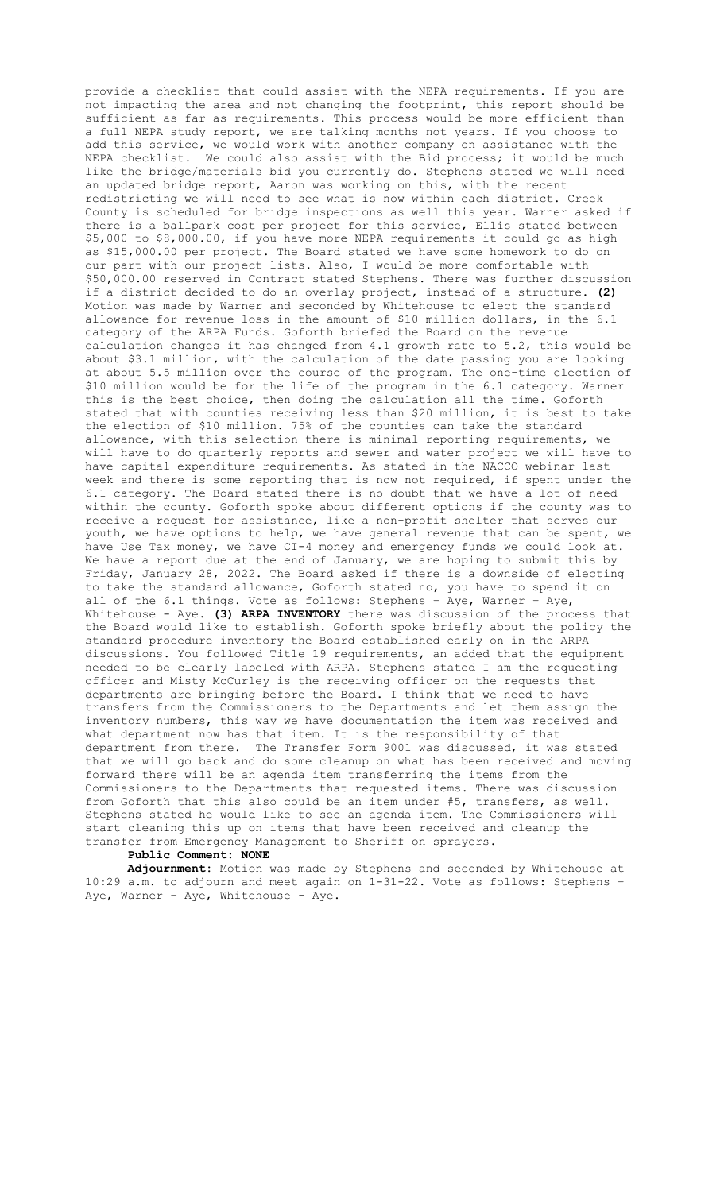provide a checklist that could assist with the NEPA requirements. If you are not impacting the area and not changing the footprint, this report should be sufficient as far as requirements. This process would be more efficient than a full NEPA study report, we are talking months not years. If you choose to add this service, we would work with another company on assistance with the NEPA checklist. We could also assist with the Bid process; it would be much like the bridge/materials bid you currently do. Stephens stated we will need an updated bridge report, Aaron was working on this, with the recent redistricting we will need to see what is now within each district. Creek County is scheduled for bridge inspections as well this year. Warner asked if there is a ballpark cost per project for this service, Ellis stated between $5,000 to $8,000.00, if you have more NEPA requirements it could go as high as $15,000.00 per project. The Board stated we have some homework to do on our part with our project lists. Also, I would be more comfortable with $50,000.00 reserved in Contract stated Stephens. There was further discussion if a district decided to do an overlay project, instead of a structure. **(2)** Motion was made by Warner and seconded by Whitehouse to elect the standard allowance for revenue loss in the amount of $10 million dollars, in the 6.1 category of the ARPA Funds. Goforth briefed the Board on the revenue calculation changes it has changed from 4.1 growth rate to 5.2, this would be about $3.1 million, with the calculation of the date passing you are looking at about 5.5 million over the course of the program. The one-time election of $10 million would be for the life of the program in the 6.1 category. Warner this is the best choice, then doing the calculation all the time. Goforth stated that with counties receiving less than $20 million, it is best to take the election of $10 million. 75% of the counties can take the standard allowance, with this selection there is minimal reporting requirements, we will have to do quarterly reports and sewer and water project we will have to have capital expenditure requirements. As stated in the NACCO webinar last week and there is some reporting that is now not required, if spent under the 6.1 category. The Board stated there is no doubt that we have a lot of need within the county. Goforth spoke about different options if the county was to receive a request for assistance, like a non-profit shelter that serves our youth, we have options to help, we have general revenue that can be spent, we have Use Tax money, we have CI-4 money and emergency funds we could look at. We have a report due at the end of January, we are hoping to submit this by Friday, January 28, 2022. The Board asked if there is a downside of electing to take the standard allowance, Goforth stated no, you have to spend it on all of the 6.1 things. Vote as follows: Stephens – Aye, Warner – Aye, Whitehouse - Aye. **(3) ARPA INVENTORY** there was discussion of the process that the Board would like to establish. Goforth spoke briefly about the policy the standard procedure inventory the Board established early on in the ARPA discussions. You followed Title 19 requirements, an added that the equipment needed to be clearly labeled with ARPA. Stephens stated I am the requesting officer and Misty McCurley is the receiving officer on the requests that departments are bringing before the Board. I think that we need to have transfers from the Commissioners to the Departments and let them assign the inventory numbers, this way we have documentation the item was received and what department now has that item. It is the responsibility of that department from there. The Transfer Form 9001 was discussed, it was stated that we will go back and do some cleanup on what has been received and moving forward there will be an agenda item transferring the items from the Commissioners to the Departments that requested items. There was discussion from Goforth that this also could be an item under #5, transfers, as well. Stephens stated he would like to see an agenda item. The Commissioners will start cleaning this up on items that have been received and cleanup the transfer from Emergency Management to Sheriff on sprayers.

**Public Comment: NONE**

**Adjournment:** Motion was made by Stephens and seconded by Whitehouse at 10:29 a.m. to adjourn and meet again on 1-31-22. Vote as follows: Stephens – Aye, Warner – Aye, Whitehouse - Aye.